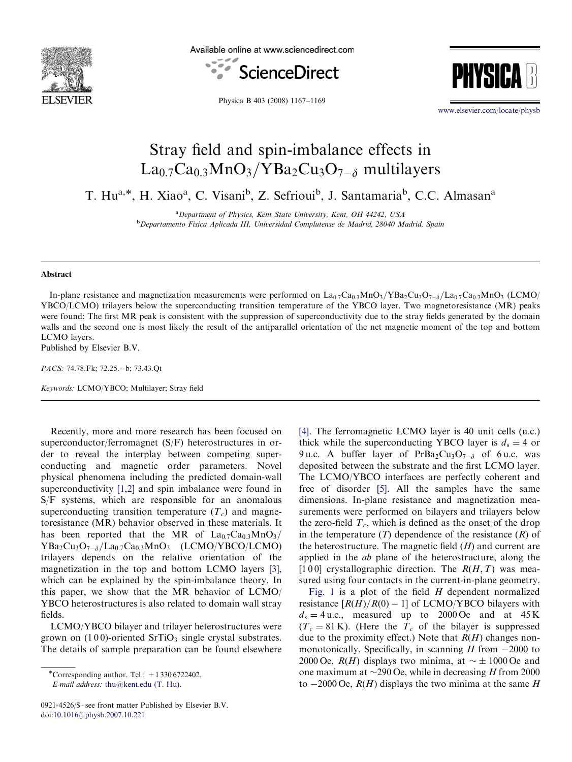# Stray field and spin-imbalance effects in $La_{0.7}Ca_{0.3}MnO_3/YBa_2Cu_3O_{7-\delta}$ multilayers

T. Hu[a,*], H. Xiao[a], C. Visani[b], Z. Sefrioui[b], J. Santamaria[b], C.C. Almasan[a]

[a] Department of Physics, Kent State University, Kent, OH 44242, USA

[b] Departamento Fisica Aplicada III, Universidad Complutense de Madrid, 28040 Madrid, Spain

## Abstract

In-plane resistance and magnetization measurements were performed on $La_{0.7}Ca_{0.3}MnO_3/YBa_2Cu_3O_{7-\delta}/La_{0.7}Ca_{0.3}MnO_3$ (LCMO/YBCO/LCMO) trilayers below the superconducting transition temperature of the YBCO layer. Two magnetoresistance (MR) peaks were found: The first MR peak is consistent with the suppression of superconductivity due to the stray fields generated by the domain walls and the second one is most likely the result of the antiparallel orientation of the net magnetic moment of the top and bottom LCMO layers.

Published by Elsevier B.V.

*PACS:* 74.78.Fk; 72.25.−b; 73.43.Qt

*Keywords:* LCMO/YBCO; Multilayer; Stray field

Recently, more and more research has been focused on superconductor/ferromagnet (S/F) heterostructures in order to reveal the interplay between competing superconducting and magnetic order parameters. Novel physical phenomena including the predicted domain-wall superconductivity [1,2] and spin imbalance were found in S/F systems, which are responsible for an anomalous superconducting transition temperature ($T_c$) and magnetoresistance (MR) behavior observed in these materials. It has been reported that the MR of $La_{0.7}Ca_{0.3}MnO_3/YBa_2Cu_3O_{7-\delta}/La_{0.7}Ca_{0.3}MnO_3$ (LCMO/YBCO/LCMO) trilayers depends on the relative orientation of the magnetization in the top and bottom LCMO layers [3], which can be explained by the spin-imbalance theory. In this paper, we show that the MR behavior of LCMO/YBCO heterostructures is also related to domain wall stray fields.

LCMO/YBCO bilayer and trilayer heterostructures were grown on (1 0 0)-oriented $SrTiO_3$ single crystal substrates. The details of sample preparation can be found elsewhere [4]. The ferromagnetic LCMO layer is 40 unit cells (u.c.) thick while the superconducting YBCO layer is $d_s = 4$ or 9 u.c. A buffer layer of $PrBa_2Cu_3O_{7-\delta}$ of 6 u.c. was deposited between the substrate and the first LCMO layer. The LCMO/YBCO interfaces are perfectly coherent and free of disorder [5]. All the samples have the same dimensions. In-plane resistance and magnetization measurements were performed on bilayers and trilayers below the zero-field $T_c$, which is defined as the onset of the drop in the temperature ($T$) dependence of the resistance ($R$) of the heterostructure. The magnetic field ($H$) and current are applied in the $ab$ plane of the heterostructure, along the [1 0 0] crystallographic direction. The $R(H, T)$ was measured using four contacts in the current-in-plane geometry.

Fig. 1 is a plot of the field $H$ dependent normalized resistance $[R(H)/R(0) - 1]$ of LCMO/YBCO bilayers with $d_s = 4$ u.c., measured up to 2000 Oe and at 45 K ($T_c = 81$ K). (Here the $T_c$ of the bilayer is suppressed due to the proximity effect.) Note that $R(H)$ changes non-monotonically. Specifically, in scanning $H$ from −2000 to 2000 Oe, $R(H)$ displays two minima, at $\sim\pm 1000$ Oe and one maximum at ~290 Oe, while in decreasing $H$ from 2000 to −2000 Oe, $R(H)$ displays the two minima at the same $H$

*Corresponding author. Tel.: +1 330 6722402.
*E-mail address:* thu@kent.edu (T. Hu).

0921-4526/$ - see front matter Published by Elsevier B.V.
doi:10.1016/j.physb.2007.10.221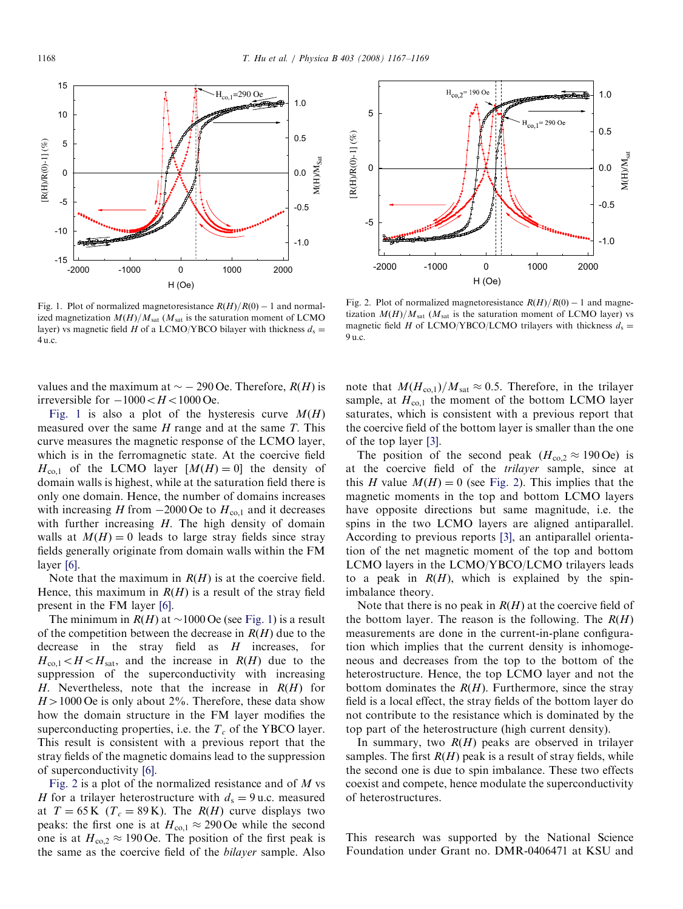Fig. 1. Plot of normalized magnetoresistance $R(H)/R(0)-1$ and normalized magnetization $M(H)/M_{sat}$ ($M_{sat}$ is the saturation moment of LCMO layer) vs magnetic field $H$ of a LCMO/YBCO bilayer with thickness $d_s = 4$ u.c.

Fig. 2. Plot of normalized magnetoresistance $R(H)/R(0)-1$ and magnetization $M(H)/M_{sat}$ ($M_{sat}$ is the saturation moment of LCMO layer) vs magnetic field $H$ of LCMO/YBCO/LCMO trilayers with thickness $d_s = 9$ u.c.

values and the maximum at $\sim -290$ Oe. Therefore, $R(H)$ is irreversible for $-1000 < H < 1000$ Oe.

Fig. 1 is also a plot of the hysteresis curve $M(H)$ measured over the same $H$ range and at the same $T$. This curve measures the magnetic response of the LCMO layer, which is in the ferromagnetic state. At the coercive field $H_{co,1}$ of the LCMO layer [$M(H) = 0$] the density of domain walls is highest, while at the saturation field there is only one domain. Hence, the number of domains increases with increasing $H$ from $-2000$ Oe to $H_{co,1}$ and it decreases with further increasing $H$. The high density of domain walls at $M(H) = 0$ leads to large stray fields since stray fields generally originate from domain walls within the FM layer [6].

Note that the maximum in $R(H)$ is at the coercive field. Hence, this maximum in $R(H)$ is a result of the stray field present in the FM layer [6].

The minimum in $R(H)$ at $\sim$1000 Oe (see Fig. 1) is a result of the competition between the decrease in $R(H)$ due to the decrease in the stray field as $H$ increases, for $H_{co,1} < H < H_{sat}$, and the increase in $R(H)$ due to the suppression of the superconductivity with increasing $H$. Nevertheless, note that the increase in $R(H)$ for $H > 1000$ Oe is only about 2%. Therefore, these data show how the domain structure in the FM layer modifies the superconducting properties, i.e. the $T_c$ of the YBCO layer. This result is consistent with a previous report that the stray fields of the magnetic domains lead to the suppression of superconductivity [6].

Fig. 2 is a plot of the normalized resistance and of $M$ vs $H$ for a trilayer heterostructure with $d_s = 9$ u.c. measured at $T = 65$ K ($T_c = 89$ K). The $R(H)$ curve displays two peaks: the first one is at $H_{co,1} \approx 290$ Oe while the second one is at $H_{co,2} \approx 190$ Oe. The position of the first peak is the same as the coercive field of the *bilayer* sample. Also note that $M(H_{co,1})/M_{sat} \approx 0.5$. Therefore, in the trilayer sample, at $H_{co,1}$ the moment of the bottom LCMO layer saturates, which is consistent with a previous report that the coercive field of the bottom layer is smaller than the one of the top layer [3].

The position of the second peak ($H_{co,2} \approx 190$ Oe) is at the coercive field of the *trilayer* sample, since at this $H$ value $M(H) = 0$ (see Fig. 2). This implies that the magnetic moments in the top and bottom LCMO layers have opposite directions but same magnitude, i.e. the spins in the two LCMO layers are aligned antiparallel. According to previous reports [3], an antiparallel orientation of the net magnetic moment of the top and bottom LCMO layers in the LCMO/YBCO/LCMO trilayers leads to a peak in $R(H)$, which is explained by the spin-imbalance theory.

Note that there is no peak in $R(H)$ at the coercive field of the bottom layer. The reason is the following. The $R(H)$ measurements are done in the current-in-plane configuration which implies that the current density is inhomogeneous and decreases from the top to the bottom of the heterostructure. Hence, the top LCMO layer and not the bottom dominates the $R(H)$. Furthermore, since the stray field is a local effect, the stray fields of the bottom layer do not contribute to the resistance which is dominated by the top part of the heterostructure (high current density).

In summary, two $R(H)$ peaks are observed in trilayer samples. The first $R(H)$ peak is a result of stray fields, while the second one is due to spin imbalance. These two effects coexist and compete, hence modulate the superconductivity of heterostructures.

This research was supported by the National Science Foundation under Grant no. DMR-0406471 at KSU and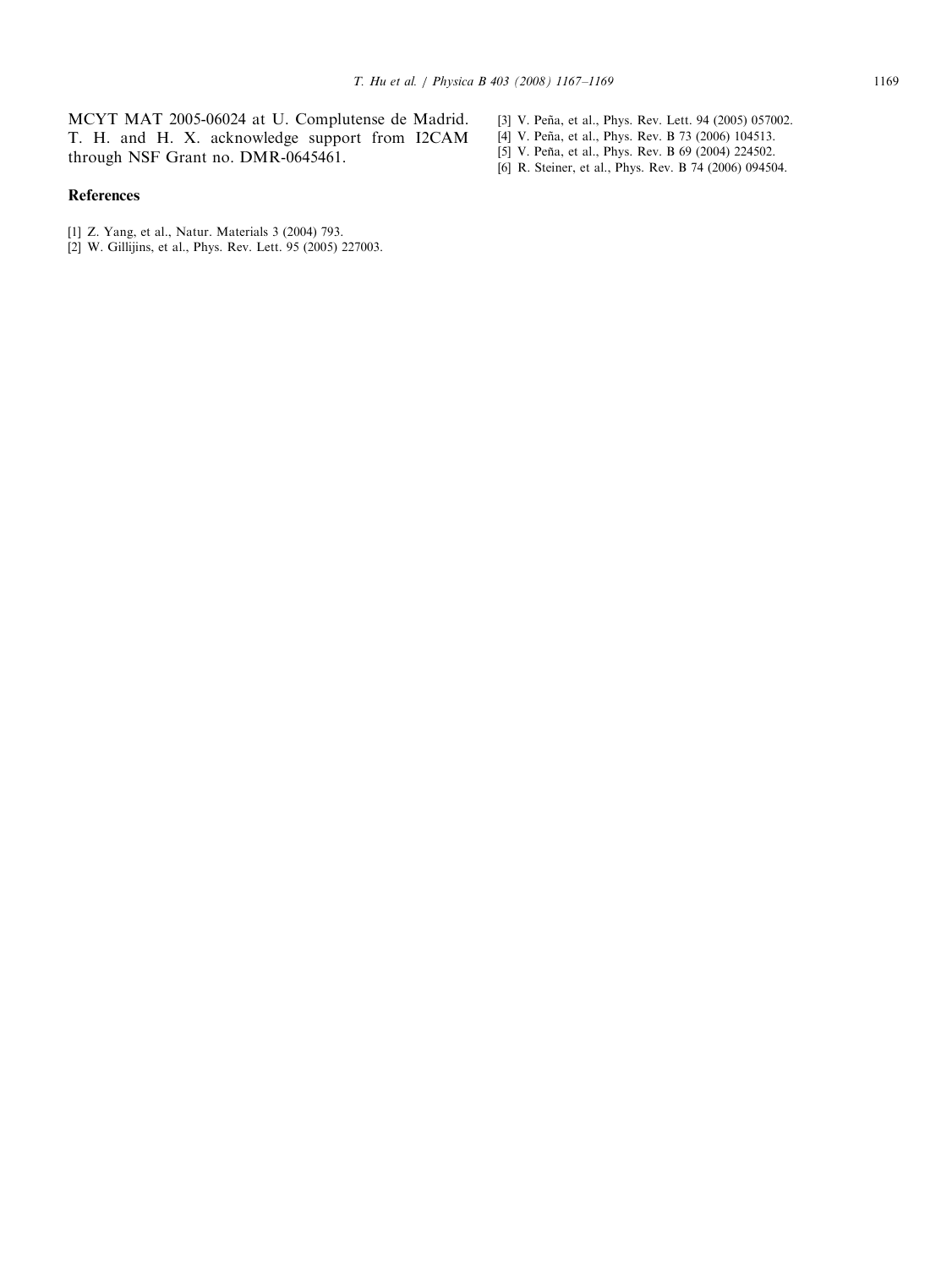MCYT MAT 2005-06024 at U. Complutense de Madrid. T. H. and H. X. acknowledge support from I2CAM through NSF Grant no. DMR-0645461.

## References

[1] Z. Yang, et al., Natur. Materials 3 (2004) 793.

[2] W. Gillijins, et al., Phys. Rev. Lett. 95 (2005) 227003.

[3] V. Peña, et al., Phys. Rev. Lett. 94 (2005) 057002.

[4] V. Peña, et al., Phys. Rev. B 73 (2006) 104513.

[5] V. Peña, et al., Phys. Rev. B 69 (2004) 224502.

[6] R. Steiner, et al., Phys. Rev. B 74 (2006) 094504.